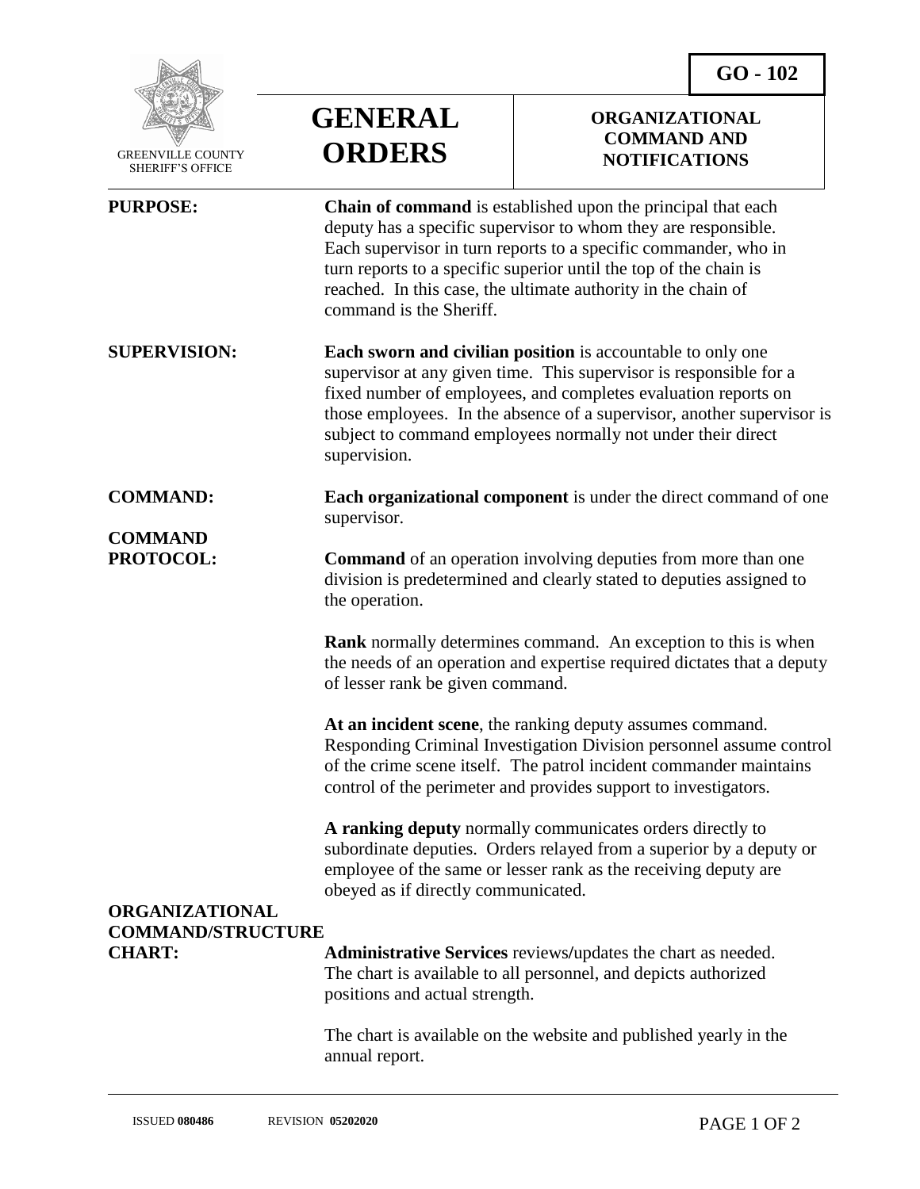GREENVILLE COUNTY SHERIFF'S OFFICE

# GENERAL ORDERS

**GO - 102**

## ORGANIZATIONAL COMMAND AND NOTIFICATIONS

**PURPOSE:** **Chain of command** is established upon the principal that each deputy has a specific supervisor to whom they are responsible. Each supervisor in turn reports to a specific commander, who in turn reports to a specific superior until the top of the chain is reached. In this case, the ultimate authority in the chain of command is the Sheriff.

**SUPERVISION:** **Each sworn and civilian position** is accountable to only one supervisor at any given time. This supervisor is responsible for a fixed number of employees, and completes evaluation reports on those employees. In the absence of a supervisor, another supervisor is subject to command employees normally not under their direct supervision.

**COMMAND:** **Each organizational component** is under the direct command of one supervisor.

**COMMAND PROTOCOL:** **Command** of an operation involving deputies from more than one division is predetermined and clearly stated to deputies assigned to the operation.

**Rank** normally determines command. An exception to this is when the needs of an operation and expertise required dictates that a deputy of lesser rank be given command.

**At an incident scene**, the ranking deputy assumes command. Responding Criminal Investigation Division personnel assume control of the crime scene itself. The patrol incident commander maintains control of the perimeter and provides support to investigators.

**A ranking deputy** normally communicates orders directly to subordinate deputies. Orders relayed from a superior by a deputy or employee of the same or lesser rank as the receiving deputy are obeyed as if directly communicated.

**ORGANIZATIONAL COMMAND/STRUCTURE CHART:** **Administrative Services** reviews/updates the chart as needed. The chart is available to all personnel, and depicts authorized positions and actual strength.

The chart is available on the website and published yearly in the annual report.

ISSUED **080486** REVISION **05202020**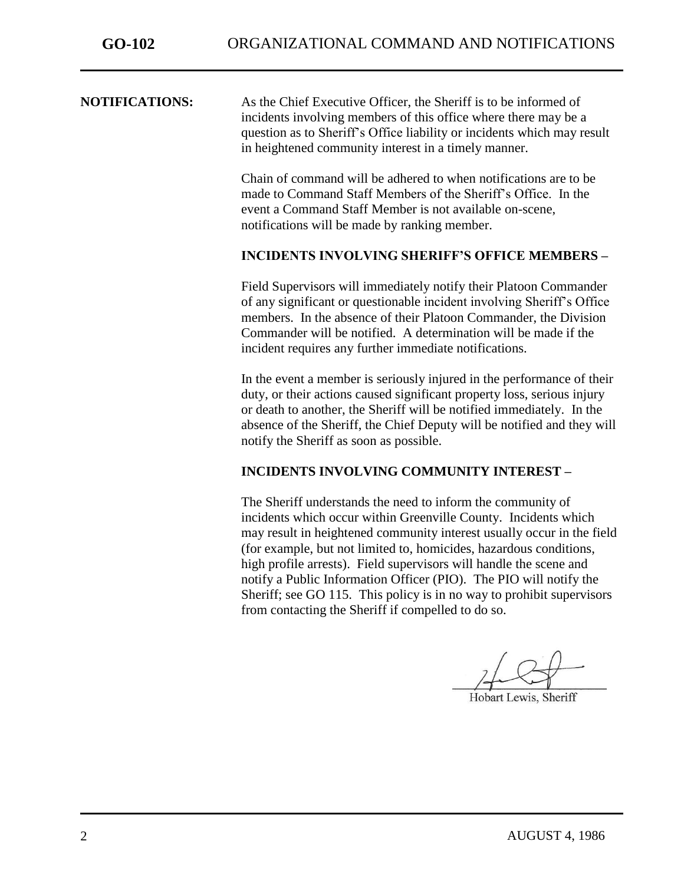**NOTIFICATIONS:**

As the Chief Executive Officer, the Sheriff is to be informed of incidents involving members of this office where there may be a question as to Sheriff's Office liability or incidents which may result in heightened community interest in a timely manner.

Chain of command will be adhered to when notifications are to be made to Command Staff Members of the Sheriff's Office. In the event a Command Staff Member is not available on-scene, notifications will be made by ranking member.

**INCIDENTS INVOLVING SHERIFF'S OFFICE MEMBERS –**

Field Supervisors will immediately notify their Platoon Commander of any significant or questionable incident involving Sheriff's Office members. In the absence of their Platoon Commander, the Division Commander will be notified. A determination will be made if the incident requires any further immediate notifications.

In the event a member is seriously injured in the performance of their duty, or their actions caused significant property loss, serious injury or death to another, the Sheriff will be notified immediately. In the absence of the Sheriff, the Chief Deputy will be notified and they will notify the Sheriff as soon as possible.

**INCIDENTS INVOLVING COMMUNITY INTEREST –**

The Sheriff understands the need to inform the community of incidents which occur within Greenville County. Incidents which may result in heightened community interest usually occur in the field (for example, but not limited to, homicides, hazardous conditions, high profile arrests). Field supervisors will handle the scene and notify a Public Information Officer (PIO). The PIO will notify the Sheriff; see GO 115. This policy is in no way to prohibit supervisors from contacting the Sheriff if compelled to do so.

Hobart Lewis, Sheriff